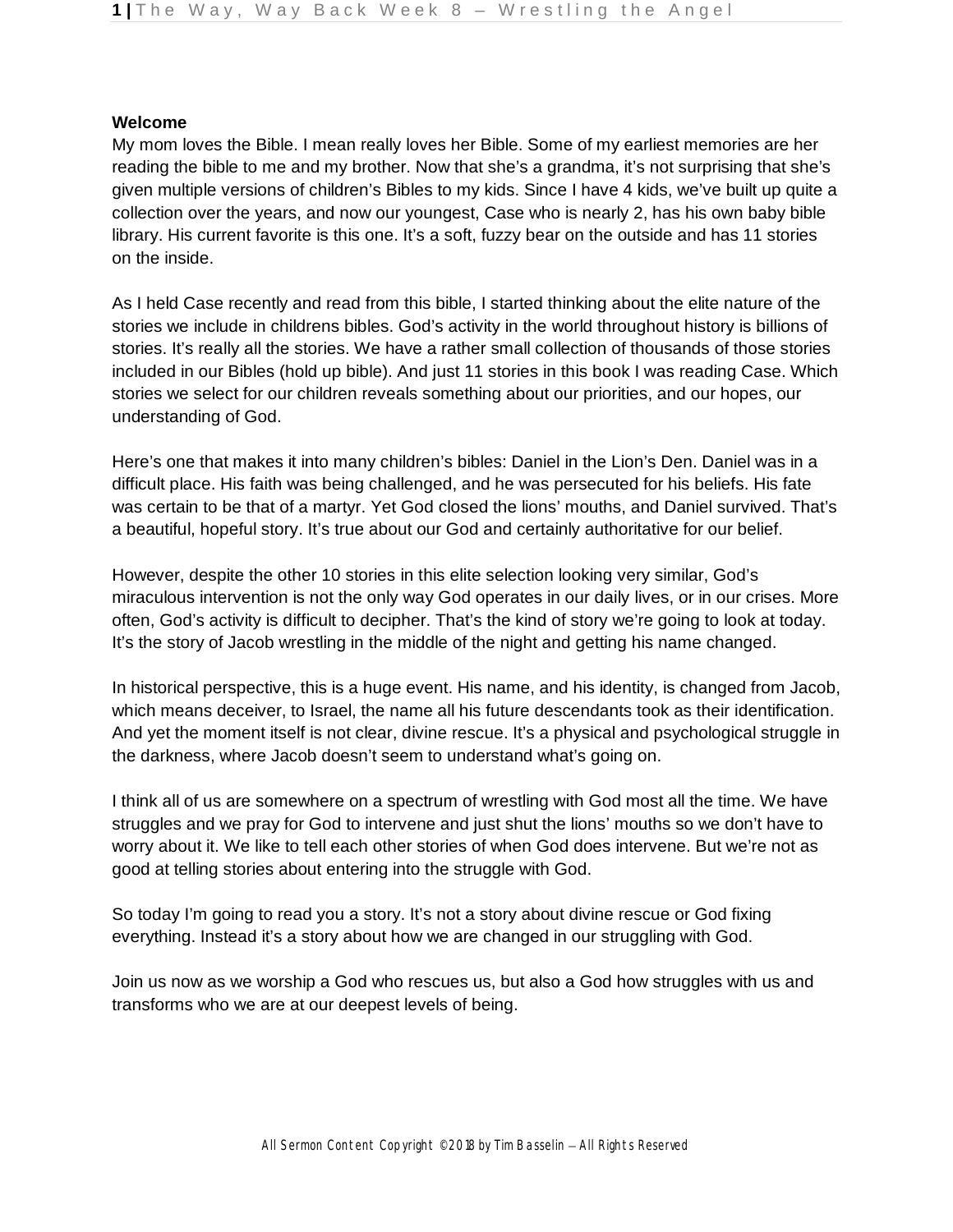**Welcome**

My mom loves the Bible. I mean really loves her Bible. Some of my earliest memories are her reading the bible to me and my brother. Now that she's a grandma, it's not surprising that she's given multiple versions of children's Bibles to my kids. Since I have 4 kids, we've built up quite a collection over the years, and now our youngest, Case who is nearly 2, has his own baby bible library. His current favorite is this one. It's a soft, fuzzy bear on the outside and has 11 stories on the inside.

As I held Case recently and read from this bible, I started thinking about the elite nature of the stories we include in childrens bibles. God's activity in the world throughout history is billions of stories. It's really all the stories. We have a rather small collection of thousands of those stories included in our Bibles (hold up bible). And just 11 stories in this book I was reading Case. Which stories we select for our children reveals something about our priorities, and our hopes, our understanding of God.

Here's one that makes it into many children's bibles: Daniel in the Lion's Den. Daniel was in a difficult place. His faith was being challenged, and he was persecuted for his beliefs. His fate was certain to be that of a martyr. Yet God closed the lions' mouths, and Daniel survived. That's a beautiful, hopeful story. It's true about our God and certainly authoritative for our belief.

However, despite the other 10 stories in this elite selection looking very similar, God's miraculous intervention is not the only way God operates in our daily lives, or in our crises. More often, God's activity is difficult to decipher. That's the kind of story we're going to look at today. It's the story of Jacob wrestling in the middle of the night and getting his name changed.

In historical perspective, this is a huge event. His name, and his identity, is changed from Jacob, which means deceiver, to Israel, the name all his future descendants took as their identification. And yet the moment itself is not clear, divine rescue. It's a physical and psychological struggle in the darkness, where Jacob doesn't seem to understand what's going on.

I think all of us are somewhere on a spectrum of wrestling with God most all the time. We have struggles and we pray for God to intervene and just shut the lions' mouths so we don't have to worry about it. We like to tell each other stories of when God does intervene. But we're not as good at telling stories about entering into the struggle with God.

So today I'm going to read you a story. It's not a story about divine rescue or God fixing everything. Instead it's a story about how we are changed in our struggling with God.

Join us now as we worship a God who rescues us, but also a God how struggles with us and transforms who we are at our deepest levels of being.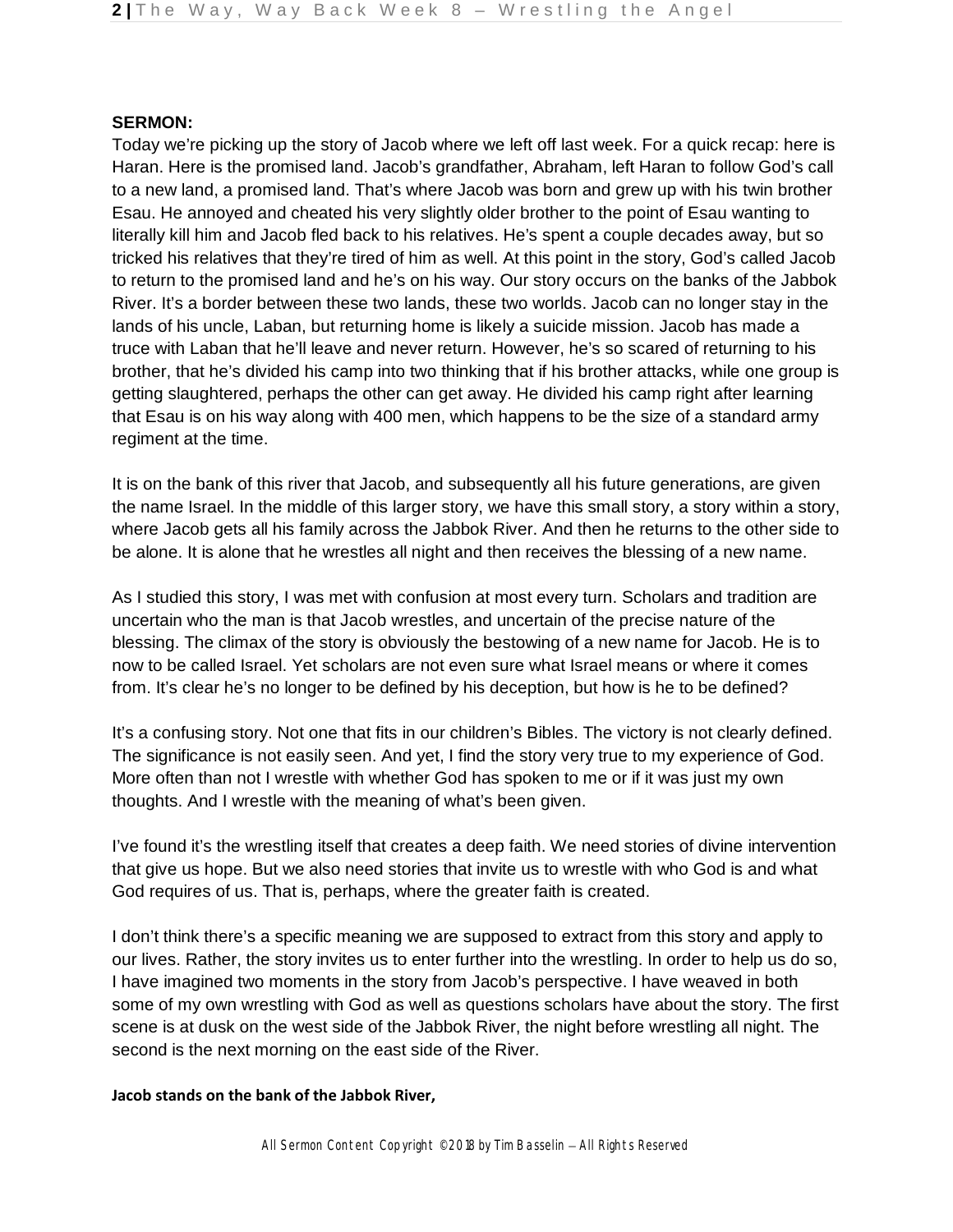**SERMON:**

Today we're picking up the story of Jacob where we left off last week. For a quick recap: here is Haran. Here is the promised land. Jacob's grandfather, Abraham, left Haran to follow God's call to a new land, a promised land. That's where Jacob was born and grew up with his twin brother Esau. He annoyed and cheated his very slightly older brother to the point of Esau wanting to literally kill him and Jacob fled back to his relatives. He's spent a couple decades away, but so tricked his relatives that they're tired of him as well. At this point in the story, God's called Jacob to return to the promised land and he's on his way. Our story occurs on the banks of the Jabbok River. It's a border between these two lands, these two worlds. Jacob can no longer stay in the lands of his uncle, Laban, but returning home is likely a suicide mission. Jacob has made a truce with Laban that he'll leave and never return. However, he's so scared of returning to his brother, that he's divided his camp into two thinking that if his brother attacks, while one group is getting slaughtered, perhaps the other can get away. He divided his camp right after learning that Esau is on his way along with 400 men, which happens to be the size of a standard army regiment at the time.

It is on the bank of this river that Jacob, and subsequently all his future generations, are given the name Israel. In the middle of this larger story, we have this small story, a story within a story, where Jacob gets all his family across the Jabbok River. And then he returns to the other side to be alone. It is alone that he wrestles all night and then receives the blessing of a new name.

As I studied this story, I was met with confusion at most every turn. Scholars and tradition are uncertain who the man is that Jacob wrestles, and uncertain of the precise nature of the blessing. The climax of the story is obviously the bestowing of a new name for Jacob. He is to now to be called Israel. Yet scholars are not even sure what Israel means or where it comes from. It's clear he's no longer to be defined by his deception, but how is he to be defined?

It's a confusing story. Not one that fits in our children's Bibles. The victory is not clearly defined. The significance is not easily seen. And yet, I find the story very true to my experience of God. More often than not I wrestle with whether God has spoken to me or if it was just my own thoughts. And I wrestle with the meaning of what's been given.

I've found it's the wrestling itself that creates a deep faith. We need stories of divine intervention that give us hope. But we also need stories that invite us to wrestle with who God is and what God requires of us. That is, perhaps, where the greater faith is created.

I don't think there's a specific meaning we are supposed to extract from this story and apply to our lives. Rather, the story invites us to enter further into the wrestling. In order to help us do so, I have imagined two moments in the story from Jacob's perspective. I have weaved in both some of my own wrestling with God as well as questions scholars have about the story. The first scene is at dusk on the west side of the Jabbok River, the night before wrestling all night. The second is the next morning on the east side of the River.

**Jacob stands on the bank of the Jabbok River,**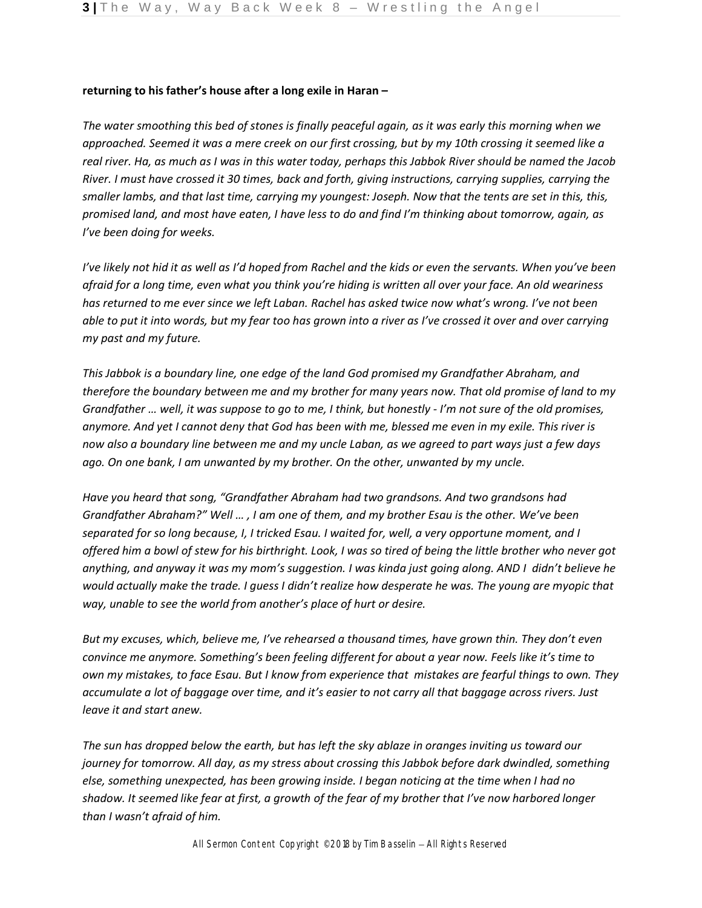**returning to his father's house after a long exile in Haran –**

*The water smoothing this bed of stones is finally peaceful again, as it was early this morning when we approached. Seemed it was a mere creek on our first crossing, but by my 10th crossing it seemed like a real river. Ha, as much as I was in this water today, perhaps this Jabbok River should be named the Jacob River. I must have crossed it 30 times, back and forth, giving instructions, carrying supplies, carrying the smaller lambs, and that last time, carrying my youngest: Joseph. Now that the tents are set in this, this, promised land, and most have eaten, I have less to do and find I'm thinking about tomorrow, again, as I've been doing for weeks.*

*I've likely not hid it as well as I'd hoped from Rachel and the kids or even the servants. When you've been afraid for a long time, even what you think you're hiding is written all over your face. An old weariness has returned to me ever since we left Laban. Rachel has asked twice now what's wrong. I've not been able to put it into words, but my fear too has grown into a river as I've crossed it over and over carrying my past and my future.*

*This Jabbok is a boundary line, one edge of the land God promised my Grandfather Abraham, and therefore the boundary between me and my brother for many years now. That old promise of land to my Grandfather … well, it was suppose to go to me, I think, but honestly - I'm not sure of the old promises, anymore. And yet I cannot deny that God has been with me, blessed me even in my exile. This river is now also a boundary line between me and my uncle Laban, as we agreed to part ways just a few days ago. On one bank, I am unwanted by my brother. On the other, unwanted by my uncle.*

*Have you heard that song, "Grandfather Abraham had two grandsons. And two grandsons had Grandfather Abraham?" Well … , I am one of them, and my brother Esau is the other. We've been separated for so long because, I, I tricked Esau. I waited for, well, a very opportune moment, and I offered him a bowl of stew for his birthright. Look, I was so tired of being the little brother who never got anything, and anyway it was my mom's suggestion. I was kinda just going along. AND I didn't believe he would actually make the trade. I guess I didn't realize how desperate he was. The young are myopic that way, unable to see the world from another's place of hurt or desire.*

*But my excuses, which, believe me, I've rehearsed a thousand times, have grown thin. They don't even convince me anymore. Something's been feeling different for about a year now. Feels like it's time to own my mistakes, to face Esau. But I know from experience that mistakes are fearful things to own. They accumulate a lot of baggage over time, and it's easier to not carry all that baggage across rivers. Just leave it and start anew.*

*The sun has dropped below the earth, but has left the sky ablaze in oranges inviting us toward our journey for tomorrow. All day, as my stress about crossing this Jabbok before dark dwindled, something else, something unexpected, has been growing inside. I began noticing at the time when I had no shadow. It seemed like fear at first, a growth of the fear of my brother that I've now harbored longer than I wasn't afraid of him.*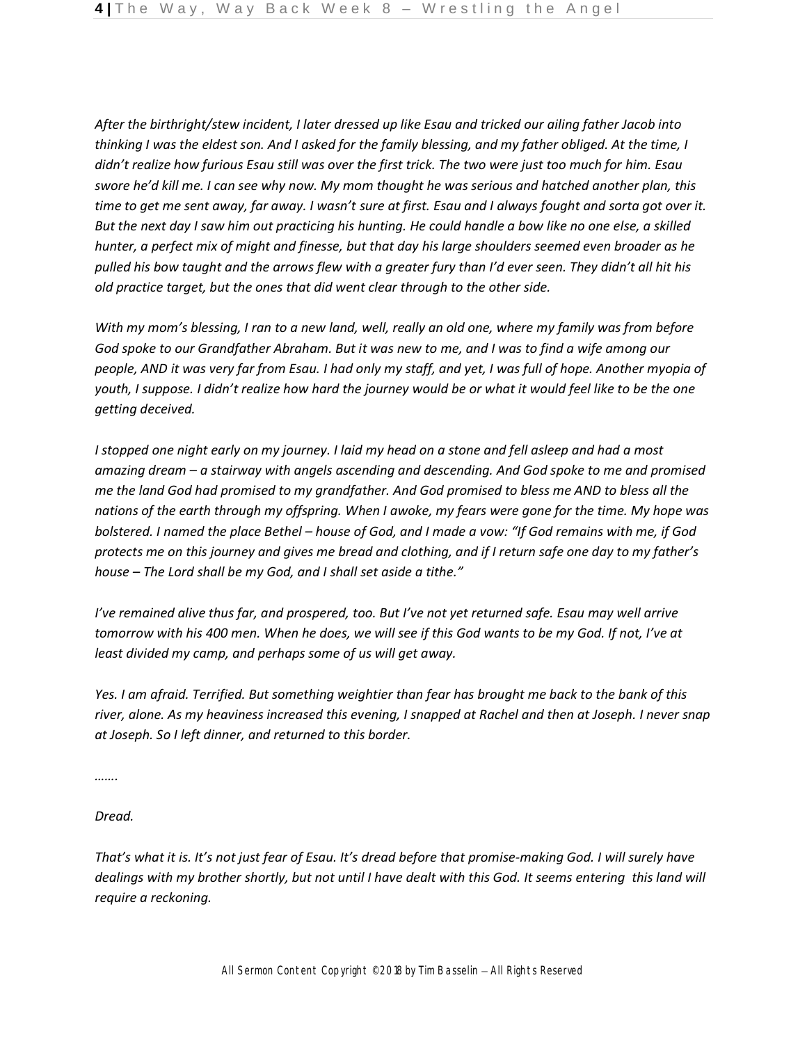*After the birthright/stew incident, I later dressed up like Esau and tricked our ailing father Jacob into thinking I was the eldest son. And I asked for the family blessing, and my father obliged. At the time, I didn't realize how furious Esau still was over the first trick. The two were just too much for him. Esau swore he'd kill me. I can see why now. My mom thought he was serious and hatched another plan, this time to get me sent away, far away. I wasn't sure at first. Esau and I always fought and sorta got over it. But the next day I saw him out practicing his hunting. He could handle a bow like no one else, a skilled hunter, a perfect mix of might and finesse, but that day his large shoulders seemed even broader as he pulled his bow taught and the arrows flew with a greater fury than I'd ever seen. They didn't all hit his old practice target, but the ones that did went clear through to the other side.*

*With my mom's blessing, I ran to a new land, well, really an old one, where my family was from before God spoke to our Grandfather Abraham. But it was new to me, and I was to find a wife among our people, AND it was very far from Esau. I had only my staff, and yet, I was full of hope. Another myopia of youth, I suppose. I didn't realize how hard the journey would be or what it would feel like to be the one getting deceived.*

*I stopped one night early on my journey. I laid my head on a stone and fell asleep and had a most amazing dream – a stairway with angels ascending and descending. And God spoke to me and promised me the land God had promised to my grandfather. And God promised to bless me AND to bless all the nations of the earth through my offspring. When I awoke, my fears were gone for the time. My hope was bolstered. I named the place Bethel – house of God, and I made a vow: "If God remains with me, if God protects me on this journey and gives me bread and clothing, and if I return safe one day to my father's house – The Lord shall be my God, and I shall set aside a tithe."*

*I've remained alive thus far, and prospered, too. But I've not yet returned safe. Esau may well arrive tomorrow with his 400 men. When he does, we will see if this God wants to be my God. If not, I've at least divided my camp, and perhaps some of us will get away.*

*Yes. I am afraid. Terrified. But something weightier than fear has brought me back to the bank of this river, alone. As my heaviness increased this evening, I snapped at Rachel and then at Joseph. I never snap at Joseph. So I left dinner, and returned to this border.*

*…….*

*Dread.*

*That's what it is. It's not just fear of Esau. It's dread before that promise-making God. I will surely have dealings with my brother shortly, but not until I have dealt with this God. It seems entering this land will require a reckoning.*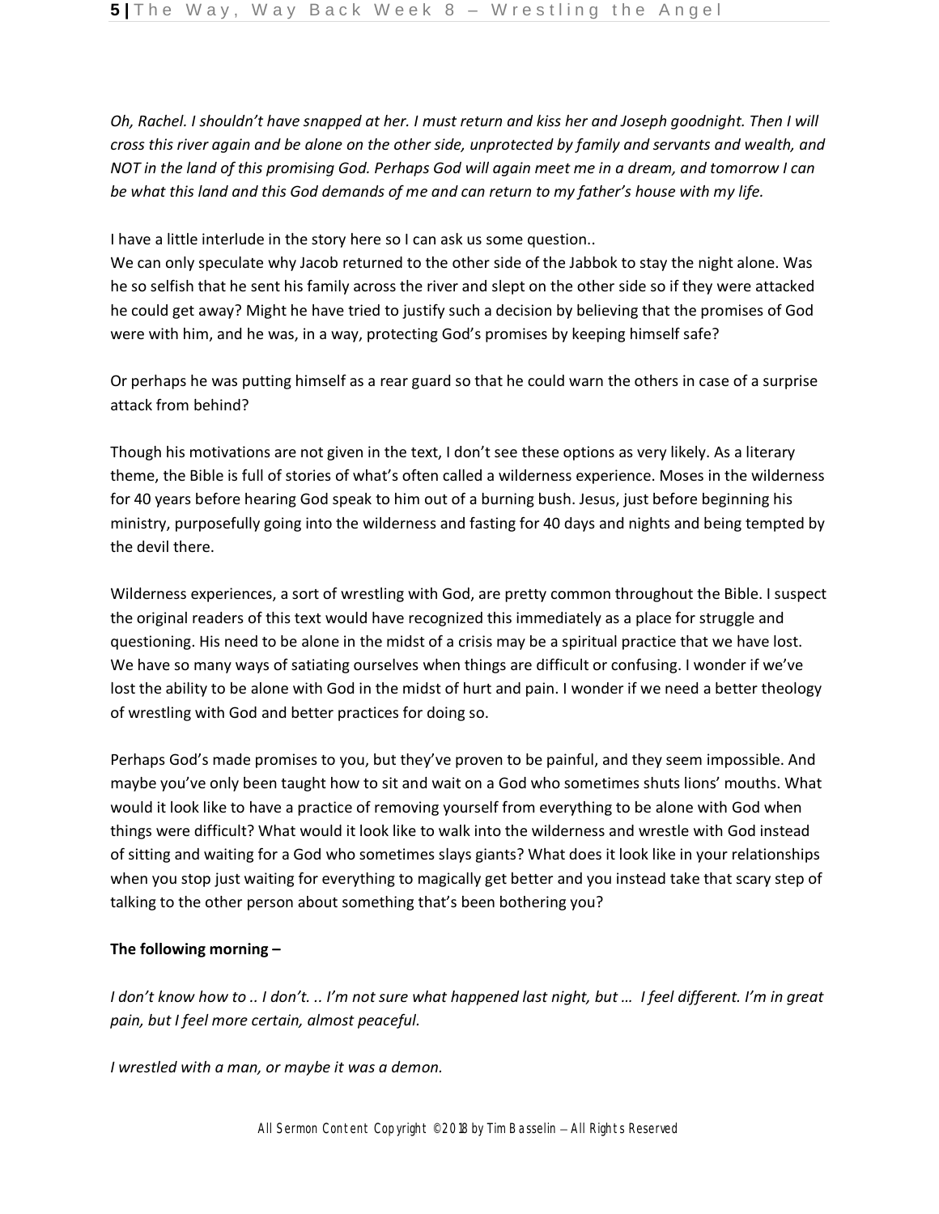*Oh, Rachel. I shouldn't have snapped at her. I must return and kiss her and Joseph goodnight. Then I will cross this river again and be alone on the other side, unprotected by family and servants and wealth, and NOT in the land of this promising God. Perhaps God will again meet me in a dream, and tomorrow I can be what this land and this God demands of me and can return to my father's house with my life.*

I have a little interlude in the story here so I can ask us some question..
We can only speculate why Jacob returned to the other side of the Jabbok to stay the night alone. Was he so selfish that he sent his family across the river and slept on the other side so if they were attacked he could get away? Might he have tried to justify such a decision by believing that the promises of God were with him, and he was, in a way, protecting God's promises by keeping himself safe?

Or perhaps he was putting himself as a rear guard so that he could warn the others in case of a surprise attack from behind?

Though his motivations are not given in the text, I don't see these options as very likely. As a literary theme, the Bible is full of stories of what's often called a wilderness experience. Moses in the wilderness for 40 years before hearing God speak to him out of a burning bush. Jesus, just before beginning his ministry, purposefully going into the wilderness and fasting for 40 days and nights and being tempted by the devil there.

Wilderness experiences, a sort of wrestling with God, are pretty common throughout the Bible. I suspect the original readers of this text would have recognized this immediately as a place for struggle and questioning. His need to be alone in the midst of a crisis may be a spiritual practice that we have lost. We have so many ways of satiating ourselves when things are difficult or confusing. I wonder if we've lost the ability to be alone with God in the midst of hurt and pain. I wonder if we need a better theology of wrestling with God and better practices for doing so.

Perhaps God's made promises to you, but they've proven to be painful, and they seem impossible. And maybe you've only been taught how to sit and wait on a God who sometimes shuts lions' mouths. What would it look like to have a practice of removing yourself from everything to be alone with God when things were difficult? What would it look like to walk into the wilderness and wrestle with God instead of sitting and waiting for a God who sometimes slays giants? What does it look like in your relationships when you stop just waiting for everything to magically get better and you instead take that scary step of talking to the other person about something that's been bothering you?

**The following morning –**

*I don't know how to .. I don't. .. I'm not sure what happened last night, but … I feel different. I'm in great pain, but I feel more certain, almost peaceful.*

*I wrestled with a man, or maybe it was a demon.*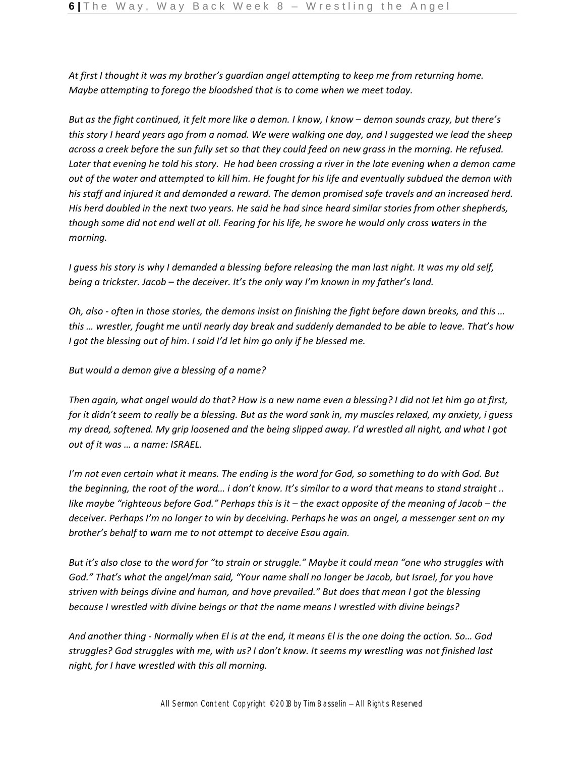*At first I thought it was my brother's guardian angel attempting to keep me from returning home. Maybe attempting to forego the bloodshed that is to come when we meet today.*

*But as the fight continued, it felt more like a demon. I know, I know – demon sounds crazy, but there's this story I heard years ago from a nomad. We were walking one day, and I suggested we lead the sheep across a creek before the sun fully set so that they could feed on new grass in the morning. He refused. Later that evening he told his story. He had been crossing a river in the late evening when a demon came out of the water and attempted to kill him. He fought for his life and eventually subdued the demon with his staff and injured it and demanded a reward. The demon promised safe travels and an increased herd. His herd doubled in the next two years. He said he had since heard similar stories from other shepherds, though some did not end well at all. Fearing for his life, he swore he would only cross waters in the morning.*

*I guess his story is why I demanded a blessing before releasing the man last night. It was my old self, being a trickster. Jacob – the deceiver. It's the only way I'm known in my father's land.*

*Oh, also - often in those stories, the demons insist on finishing the fight before dawn breaks, and this … this … wrestler, fought me until nearly day break and suddenly demanded to be able to leave. That's how I got the blessing out of him. I said I'd let him go only if he blessed me.*

*But would a demon give a blessing of a name?*

*Then again, what angel would do that? How is a new name even a blessing? I did not let him go at first, for it didn't seem to really be a blessing. But as the word sank in, my muscles relaxed, my anxiety, i guess my dread, softened. My grip loosened and the being slipped away. I'd wrestled all night, and what I got out of it was … a name: ISRAEL.*

*I'm not even certain what it means. The ending is the word for God, so something to do with God. But the beginning, the root of the word… i don't know. It's similar to a word that means to stand straight .. like maybe "righteous before God." Perhaps this is it – the exact opposite of the meaning of Jacob – the deceiver. Perhaps I'm no longer to win by deceiving. Perhaps he was an angel, a messenger sent on my brother's behalf to warn me to not attempt to deceive Esau again.*

*But it's also close to the word for "to strain or struggle." Maybe it could mean "one who struggles with God." That's what the angel/man said, "Your name shall no longer be Jacob, but Israel, for you have striven with beings divine and human, and have prevailed." But does that mean I got the blessing because I wrestled with divine beings or that the name means I wrestled with divine beings?*

*And another thing - Normally when El is at the end, it means El is the one doing the action. So… God struggles? God struggles with me, with us? I don't know. It seems my wrestling was not finished last night, for I have wrestled with this all morning.*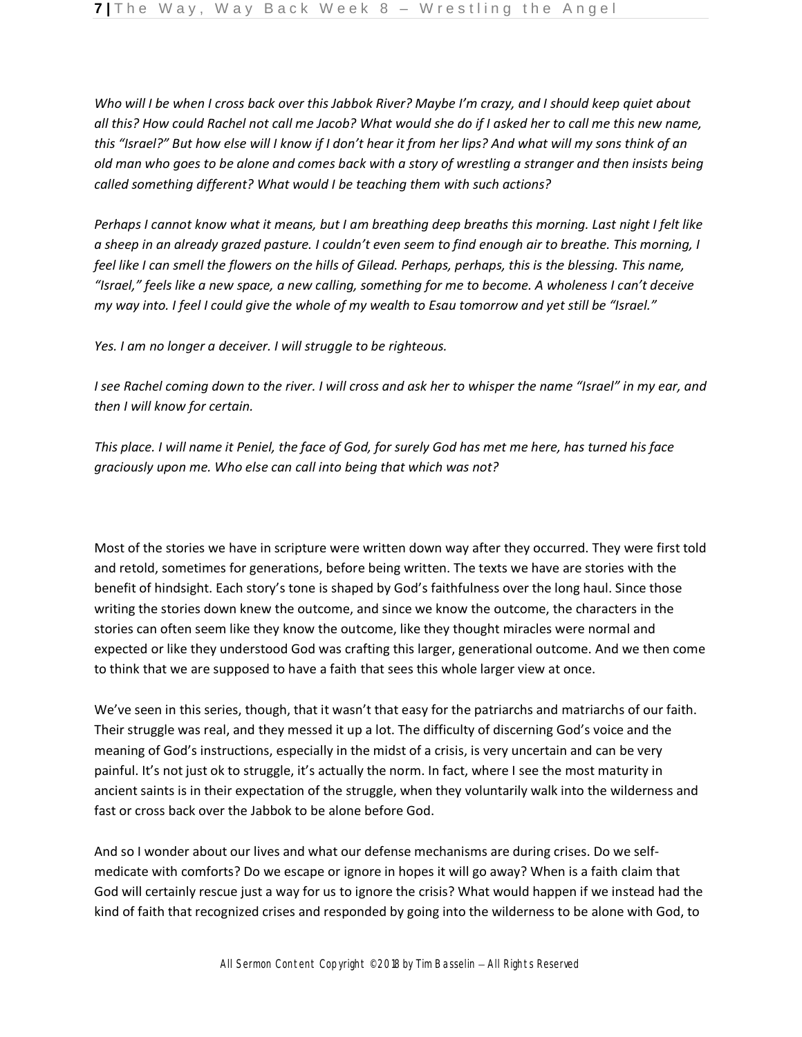*Who will I be when I cross back over this Jabbok River? Maybe I'm crazy, and I should keep quiet about all this? How could Rachel not call me Jacob? What would she do if I asked her to call me this new name, this "Israel?" But how else will I know if I don't hear it from her lips? And what will my sons think of an old man who goes to be alone and comes back with a story of wrestling a stranger and then insists being called something different? What would I be teaching them with such actions?*

*Perhaps I cannot know what it means, but I am breathing deep breaths this morning. Last night I felt like a sheep in an already grazed pasture. I couldn't even seem to find enough air to breathe. This morning, I feel like I can smell the flowers on the hills of Gilead. Perhaps, perhaps, this is the blessing. This name, "Israel," feels like a new space, a new calling, something for me to become. A wholeness I can't deceive my way into. I feel I could give the whole of my wealth to Esau tomorrow and yet still be "Israel."*

*Yes. I am no longer a deceiver. I will struggle to be righteous.*

*I see Rachel coming down to the river. I will cross and ask her to whisper the name "Israel" in my ear, and then I will know for certain.*

*This place. I will name it Peniel, the face of God, for surely God has met me here, has turned his face graciously upon me. Who else can call into being that which was not?*

Most of the stories we have in scripture were written down way after they occurred. They were first told and retold, sometimes for generations, before being written. The texts we have are stories with the benefit of hindsight. Each story's tone is shaped by God's faithfulness over the long haul. Since those writing the stories down knew the outcome, and since we know the outcome, the characters in the stories can often seem like they know the outcome, like they thought miracles were normal and expected or like they understood God was crafting this larger, generational outcome. And we then come to think that we are supposed to have a faith that sees this whole larger view at once.

We've seen in this series, though, that it wasn't that easy for the patriarchs and matriarchs of our faith. Their struggle was real, and they messed it up a lot. The difficulty of discerning God's voice and the meaning of God's instructions, especially in the midst of a crisis, is very uncertain and can be very painful. It's not just ok to struggle, it's actually the norm. In fact, where I see the most maturity in ancient saints is in their expectation of the struggle, when they voluntarily walk into the wilderness and fast or cross back over the Jabbok to be alone before God.

And so I wonder about our lives and what our defense mechanisms are during crises. Do we self-medicate with comforts? Do we escape or ignore in hopes it will go away? When is a faith claim that God will certainly rescue just a way for us to ignore the crisis? What would happen if we instead had the kind of faith that recognized crises and responded by going into the wilderness to be alone with God, to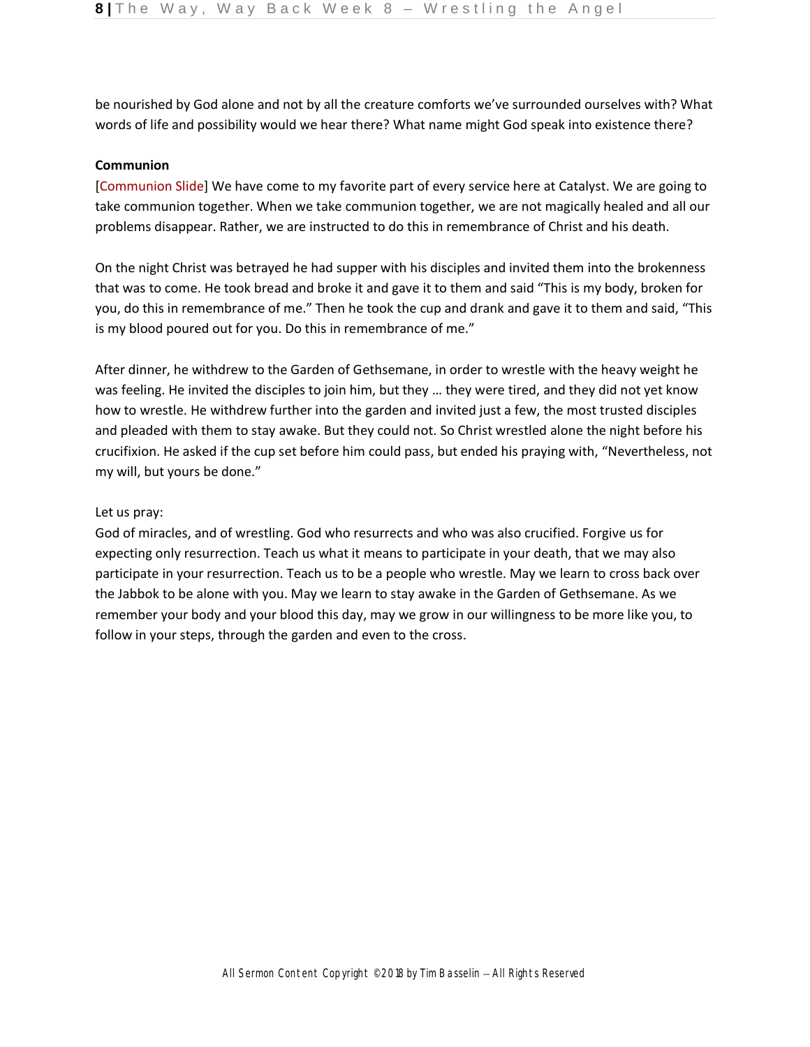be nourished by God alone and not by all the creature comforts we've surrounded ourselves with? What words of life and possibility would we hear there? What name might God speak into existence there?

**Communion**

[Communion Slide] We have come to my favorite part of every service here at Catalyst. We are going to take communion together. When we take communion together, we are not magically healed and all our problems disappear. Rather, we are instructed to do this in remembrance of Christ and his death.

On the night Christ was betrayed he had supper with his disciples and invited them into the brokenness that was to come. He took bread and broke it and gave it to them and said "This is my body, broken for you, do this in remembrance of me." Then he took the cup and drank and gave it to them and said, "This is my blood poured out for you. Do this in remembrance of me."

After dinner, he withdrew to the Garden of Gethsemane, in order to wrestle with the heavy weight he was feeling. He invited the disciples to join him, but they … they were tired, and they did not yet know how to wrestle. He withdrew further into the garden and invited just a few, the most trusted disciples and pleaded with them to stay awake. But they could not. So Christ wrestled alone the night before his crucifixion. He asked if the cup set before him could pass, but ended his praying with, "Nevertheless, not my will, but yours be done."

Let us pray:

God of miracles, and of wrestling. God who resurrects and who was also crucified. Forgive us for expecting only resurrection. Teach us what it means to participate in your death, that we may also participate in your resurrection. Teach us to be a people who wrestle. May we learn to cross back over the Jabbok to be alone with you. May we learn to stay awake in the Garden of Gethsemane. As we remember your body and your blood this day, may we grow in our willingness to be more like you, to follow in your steps, through the garden and even to the cross.